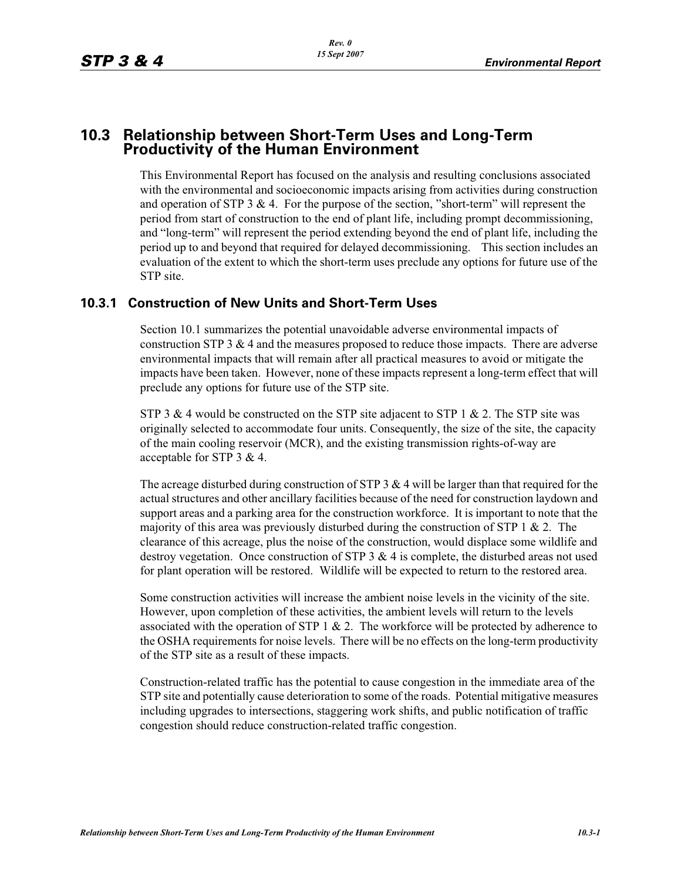# 10.3 Relationship between Short-Term Uses and Long-Term Productivity of the Human Environment

This Environmental Report has focused on the analysis and resulting conclusions associated with the environmental and socioeconomic impacts arising from activities during construction and operation of STP 3 & 4. For the purpose of the section, "short-term" will represent the period from start of construction to the end of plant life, including prompt decommissioning, and "long-term" will represent the period extending beyond the end of plant life, including the period up to and beyond that required for delayed decommissioning. This section includes an evaluation of the extent to which the short-term uses preclude any options for future use of the STP site.

## 10.3.1 Construction of New Units and Short-Term Uses

Section 10.1 summarizes the potential unavoidable adverse environmental impacts of construction STP 3 & 4 and the measures proposed to reduce those impacts. There are adverse environmental impacts that will remain after all practical measures to avoid or mitigate the impacts have been taken. However, none of these impacts represent a long-term effect that will preclude any options for future use of the STP site.

STP 3 & 4 would be constructed on the STP site adjacent to STP 1 & 2. The STP site was originally selected to accommodate four units. Consequently, the size of the site, the capacity of the main cooling reservoir (MCR), and the existing transmission rights-of-way are acceptable for STP 3 & 4.

The acreage disturbed during construction of STP 3 & 4 will be larger than that required for the actual structures and other ancillary facilities because of the need for construction laydown and support areas and a parking area for the construction workforce. It is important to note that the majority of this area was previously disturbed during the construction of STP 1 & 2. The clearance of this acreage, plus the noise of the construction, would displace some wildlife and destroy vegetation. Once construction of STP 3 & 4 is complete, the disturbed areas not used for plant operation will be restored. Wildlife will be expected to return to the restored area.

Some construction activities will increase the ambient noise levels in the vicinity of the site. However, upon completion of these activities, the ambient levels will return to the levels associated with the operation of STP 1 & 2. The workforce will be protected by adherence to the OSHA requirements for noise levels. There will be no effects on the long-term productivity of the STP site as a result of these impacts.

Construction-related traffic has the potential to cause congestion in the immediate area of the STP site and potentially cause deterioration to some of the roads. Potential mitigative measures including upgrades to intersections, staggering work shifts, and public notification of traffic congestion should reduce construction-related traffic congestion.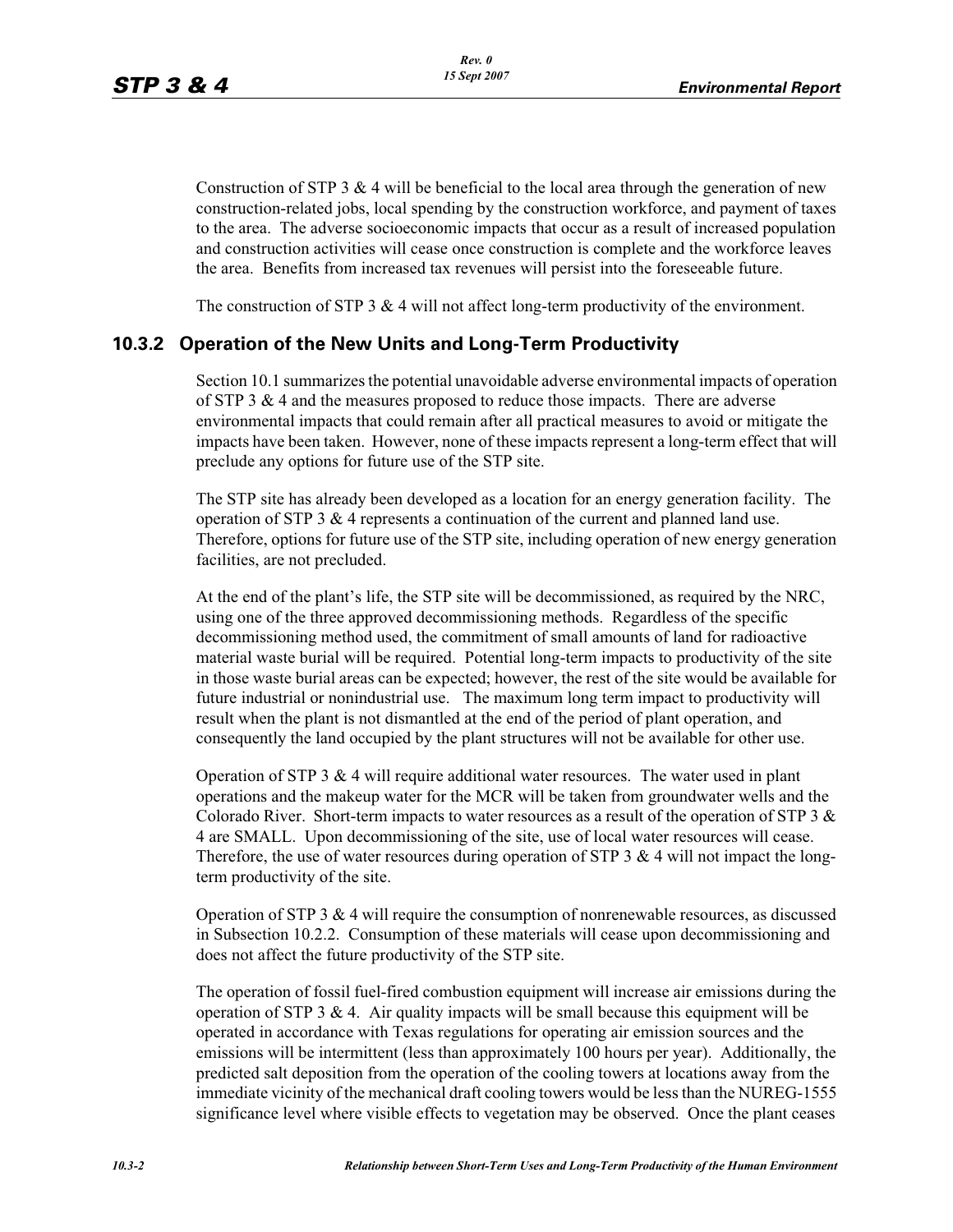Construction of STP 3 & 4 will be beneficial to the local area through the generation of new construction-related jobs, local spending by the construction workforce, and payment of taxes to the area. The adverse socioeconomic impacts that occur as a result of increased population and construction activities will cease once construction is complete and the workforce leaves the area. Benefits from increased tax revenues will persist into the foreseeable future.

The construction of STP 3 & 4 will not affect long-term productivity of the environment.

### 10.3.2 Operation of the New Units and Long-Term Productivity

Section 10.1 summarizes the potential unavoidable adverse environmental impacts of operation of STP 3 & 4 and the measures proposed to reduce those impacts. There are adverse environmental impacts that could remain after all practical measures to avoid or mitigate the impacts have been taken. However, none of these impacts represent a long-term effect that will preclude any options for future use of the STP site.

The STP site has already been developed as a location for an energy generation facility. The operation of STP 3 & 4 represents a continuation of the current and planned land use. Therefore, options for future use of the STP site, including operation of new energy generation facilities, are not precluded.

At the end of the plant's life, the STP site will be decommissioned, as required by the NRC, using one of the three approved decommissioning methods. Regardless of the specific decommissioning method used, the commitment of small amounts of land for radioactive material waste burial will be required. Potential long-term impacts to productivity of the site in those waste burial areas can be expected; however, the rest of the site would be available for future industrial or nonindustrial use. The maximum long term impact to productivity will result when the plant is not dismantled at the end of the period of plant operation, and consequently the land occupied by the plant structures will not be available for other use.

Operation of STP 3 & 4 will require additional water resources. The water used in plant operations and the makeup water for the MCR will be taken from groundwater wells and the Colorado River. Short-term impacts to water resources as a result of the operation of STP 3 & 4 are SMALL. Upon decommissioning of the site, use of local water resources will cease. Therefore, the use of water resources during operation of STP 3 & 4 will not impact the long-term productivity of the site.

Operation of STP 3 & 4 will require the consumption of nonrenewable resources, as discussed in Subsection 10.2.2. Consumption of these materials will cease upon decommissioning and does not affect the future productivity of the STP site.

The operation of fossil fuel-fired combustion equipment will increase air emissions during the operation of STP 3 & 4. Air quality impacts will be small because this equipment will be operated in accordance with Texas regulations for operating air emission sources and the emissions will be intermittent (less than approximately 100 hours per year). Additionally, the predicted salt deposition from the operation of the cooling towers at locations away from the immediate vicinity of the mechanical draft cooling towers would be less than the NUREG-1555 significance level where visible effects to vegetation may be observed. Once the plant ceases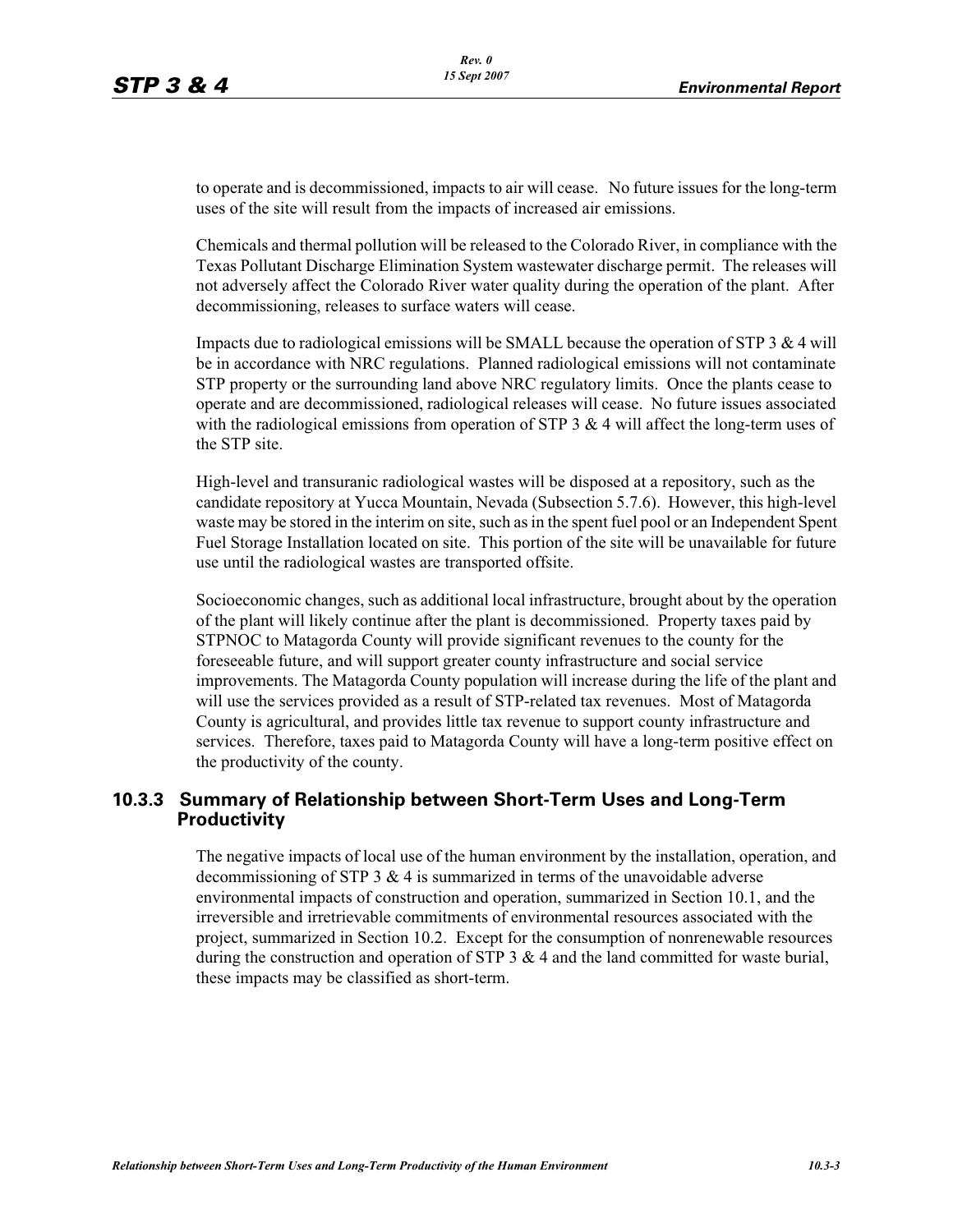to operate and is decommissioned, impacts to air will cease. No future issues for the long-term uses of the site will result from the impacts of increased air emissions.

Chemicals and thermal pollution will be released to the Colorado River, in compliance with the Texas Pollutant Discharge Elimination System wastewater discharge permit. The releases will not adversely affect the Colorado River water quality during the operation of the plant. After decommissioning, releases to surface waters will cease.

Impacts due to radiological emissions will be SMALL because the operation of STP 3 & 4 will be in accordance with NRC regulations. Planned radiological emissions will not contaminate STP property or the surrounding land above NRC regulatory limits. Once the plants cease to operate and are decommissioned, radiological releases will cease. No future issues associated with the radiological emissions from operation of STP 3 & 4 will affect the long-term uses of the STP site.

High-level and transuranic radiological wastes will be disposed at a repository, such as the candidate repository at Yucca Mountain, Nevada (Subsection 5.7.6). However, this high-level waste may be stored in the interim on site, such as in the spent fuel pool or an Independent Spent Fuel Storage Installation located on site. This portion of the site will be unavailable for future use until the radiological wastes are transported offsite.

Socioeconomic changes, such as additional local infrastructure, brought about by the operation of the plant will likely continue after the plant is decommissioned. Property taxes paid by STPNOC to Matagorda County will provide significant revenues to the county for the foreseeable future, and will support greater county infrastructure and social service improvements. The Matagorda County population will increase during the life of the plant and will use the services provided as a result of STP-related tax revenues. Most of Matagorda County is agricultural, and provides little tax revenue to support county infrastructure and services. Therefore, taxes paid to Matagorda County will have a long-term positive effect on the productivity of the county.

### 10.3.3 Summary of Relationship between Short-Term Uses and Long-Term Productivity

The negative impacts of local use of the human environment by the installation, operation, and decommissioning of STP 3 & 4 is summarized in terms of the unavoidable adverse environmental impacts of construction and operation, summarized in Section 10.1, and the irreversible and irretrievable commitments of environmental resources associated with the project, summarized in Section 10.2. Except for the consumption of nonrenewable resources during the construction and operation of STP 3 & 4 and the land committed for waste burial, these impacts may be classified as short-term.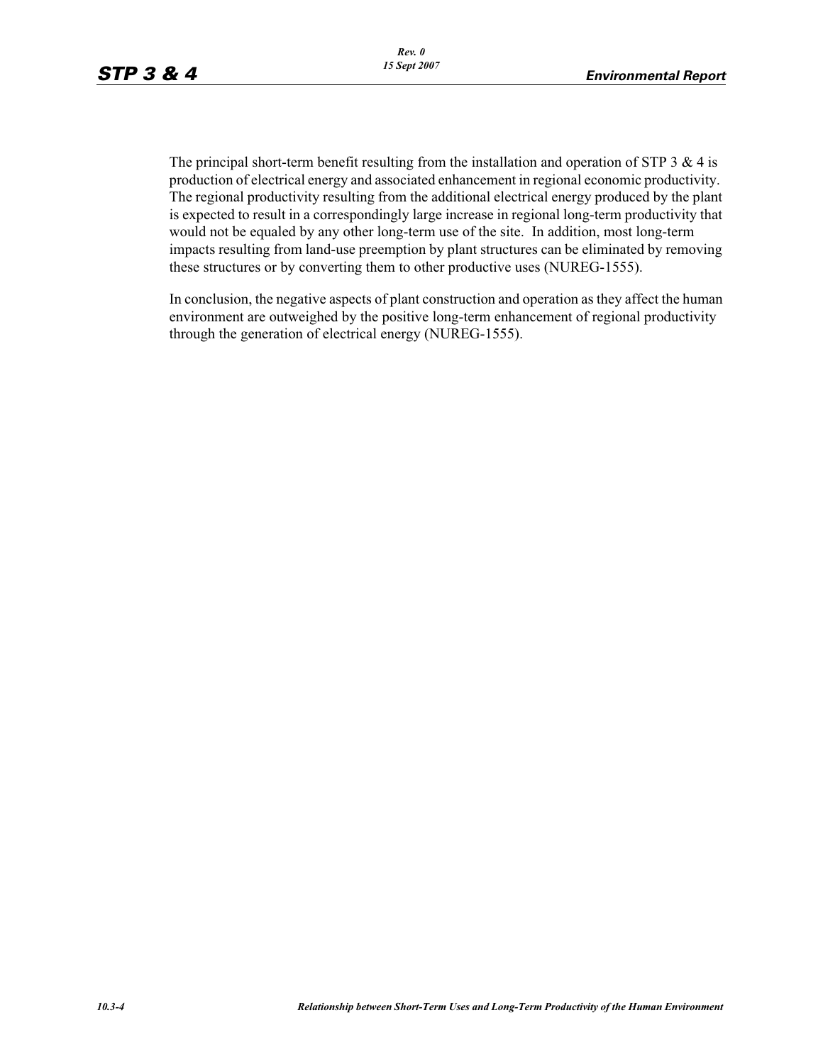The principal short-term benefit resulting from the installation and operation of STP 3 & 4 is production of electrical energy and associated enhancement in regional economic productivity. The regional productivity resulting from the additional electrical energy produced by the plant is expected to result in a correspondingly large increase in regional long-term productivity that would not be equaled by any other long-term use of the site.  In addition, most long-term impacts resulting from land-use preemption by plant structures can be eliminated by removing these structures or by converting them to other productive uses (NUREG-1555).

In conclusion, the negative aspects of plant construction and operation as they affect the human environment are outweighed by the positive long-term enhancement of regional productivity through the generation of electrical energy (NUREG-1555).